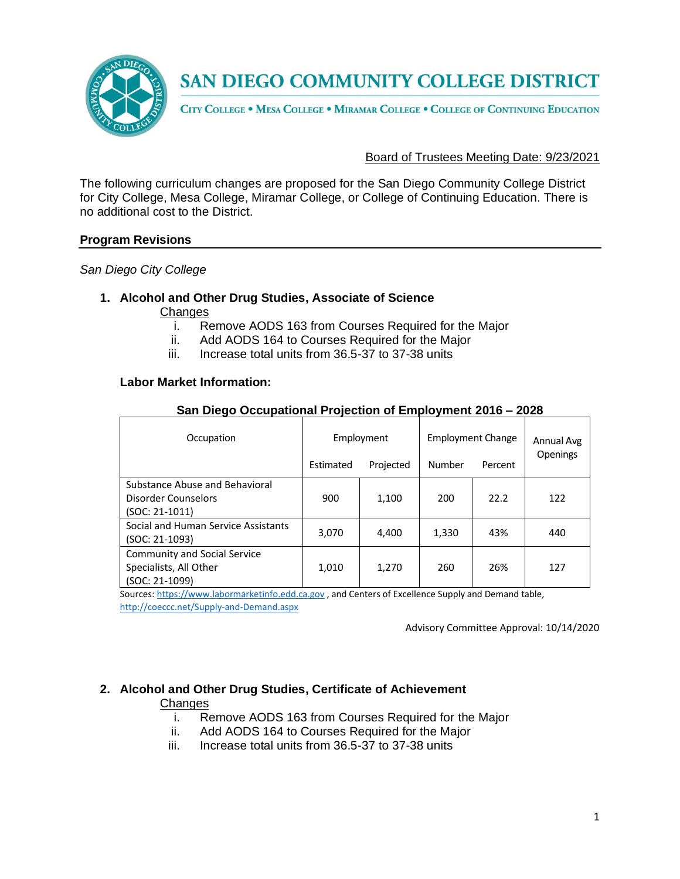# SAN DIEGO COMMUNITY COLLEGE DISTRICT

CITY COLLEGE • MESA COLLEGE • MIRAMAR COLLEGE • COLLEGE OF CONTINUING EDUCATION

Board of Trustees Meeting Date: 9/23/2021

The following curriculum changes are proposed for the San Diego Community College District for City College, Mesa College, Miramar College, or College of Continuing Education. There is no additional cost to the District.

## Program Revisions

*San Diego City College*

1. **Alcohol and Other Drug Studies, Associate of Science**

   Changes
   
   i. Remove AODS 163 from Courses Required for the Major
   
   ii. Add AODS 164 to Courses Required for the Major
   
   iii. Increase total units from 36.5-37 to 37-38 units

**Labor Market Information:**

**San Diego Occupational Projection of Employment 2016 – 2028**

| Occupation | Employment | | Employment Change | | Annual Avg Openings |
|---|---|---|---|---|---|
| | Estimated | Projected | Number | Percent | |
| Substance Abuse and Behavioral Disorder Counselors (SOC: 21-1011) | 900 | 1,100 | 200 | 22.2 | 122 |
| Social and Human Service Assistants (SOC: 21-1093) | 3,070 | 4,400 | 1,330 | 43% | 440 |
| Community and Social Service Specialists, All Other (SOC: 21-1099) | 1,010 | 1,270 | 260 | 26% | 127 |

Sources: https://www.labormarketinfo.edd.ca.gov , and Centers of Excellence Supply and Demand table, http://coeccc.net/Supply-and-Demand.aspx

Advisory Committee Approval: 10/14/2020

2. **Alcohol and Other Drug Studies, Certificate of Achievement**

   Changes
   
   i. Remove AODS 163 from Courses Required for the Major
   
   ii. Add AODS 164 to Courses Required for the Major
   
   iii. Increase total units from 36.5-37 to 37-38 units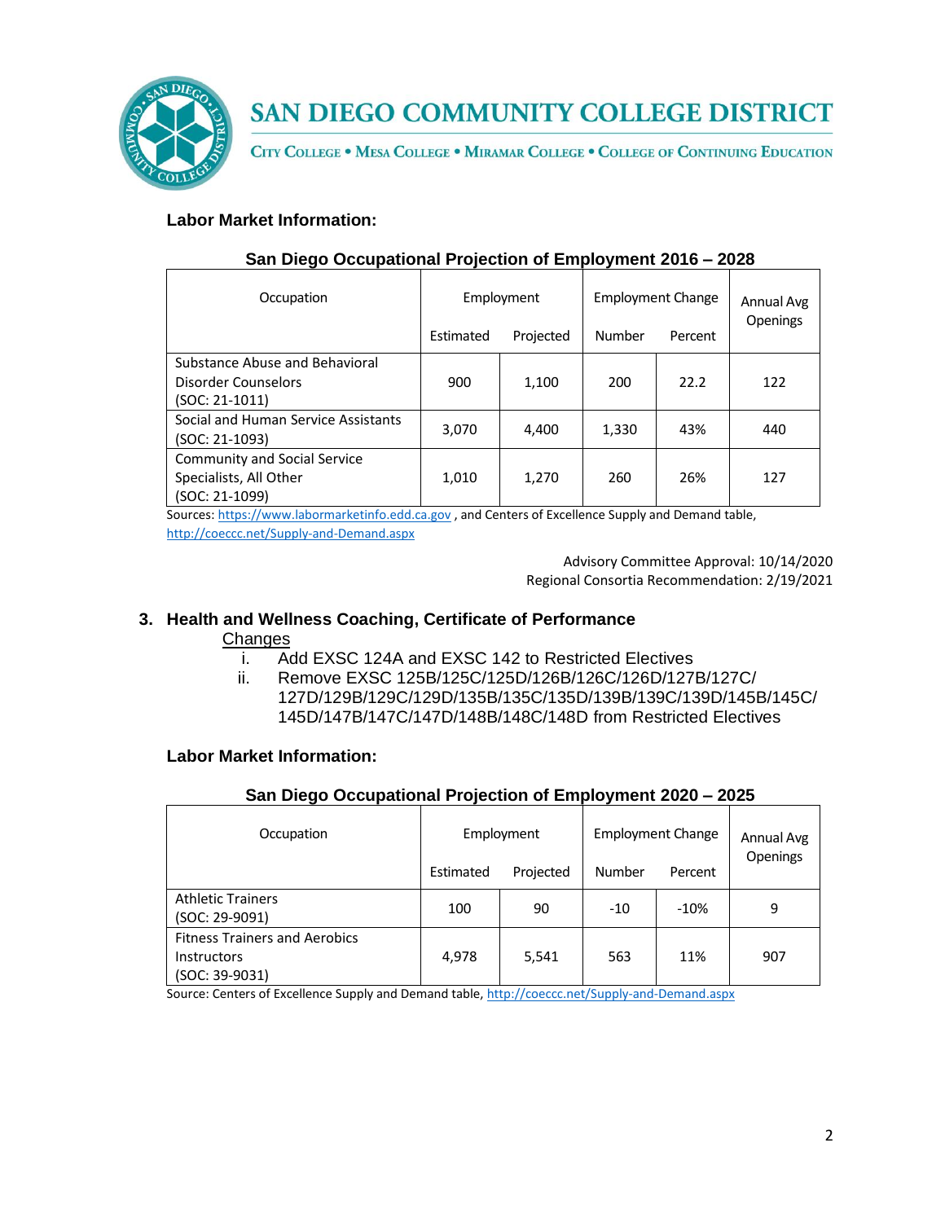**Labor Market Information:**

**San Diego Occupational Projection of Employment 2016 – 2028**

| Occupation | Employment | | Employment Change | | Annual Avg Openings |
|---|---|---|---|---|---|
| | Estimated | Projected | Number | Percent | |
| Substance Abuse and Behavioral Disorder Counselors (SOC: 21-1011) | 900 | 1,100 | 200 | 22.2 | 122 |
| Social and Human Service Assistants (SOC: 21-1093) | 3,070 | 4,400 | 1,330 | 43% | 440 |
| Community and Social Service Specialists, All Other (SOC: 21-1099) | 1,010 | 1,270 | 260 | 26% | 127 |

Sources: https://www.labormarketinfo.edd.ca.gov , and Centers of Excellence Supply and Demand table, http://coeccc.net/Supply-and-Demand.aspx

Advisory Committee Approval: 10/14/2020
Regional Consortia Recommendation: 2/19/2021

### 3. Health and Wellness Coaching, Certificate of Performance

Changes

i. Add EXSC 124A and EXSC 142 to Restricted Electives

ii. Remove EXSC 125B/125C/125D/126B/126C/126D/127B/127C/127D/129B/129C/129D/135B/135C/135D/139B/139C/139D/145B/145C/145D/147B/147C/147D/148B/148C/148D from Restricted Electives

**Labor Market Information:**

**San Diego Occupational Projection of Employment 2020 – 2025**

| Occupation | Employment | | Employment Change | | Annual Avg Openings |
|---|---|---|---|---|---|
| | Estimated | Projected | Number | Percent | |
| Athletic Trainers (SOC: 29-9091) | 100 | 90 | -10 | -10% | 9 |
| Fitness Trainers and Aerobics Instructors (SOC: 39-9031) | 4,978 | 5,541 | 563 | 11% | 907 |

Source: Centers of Excellence Supply and Demand table, http://coeccc.net/Supply-and-Demand.aspx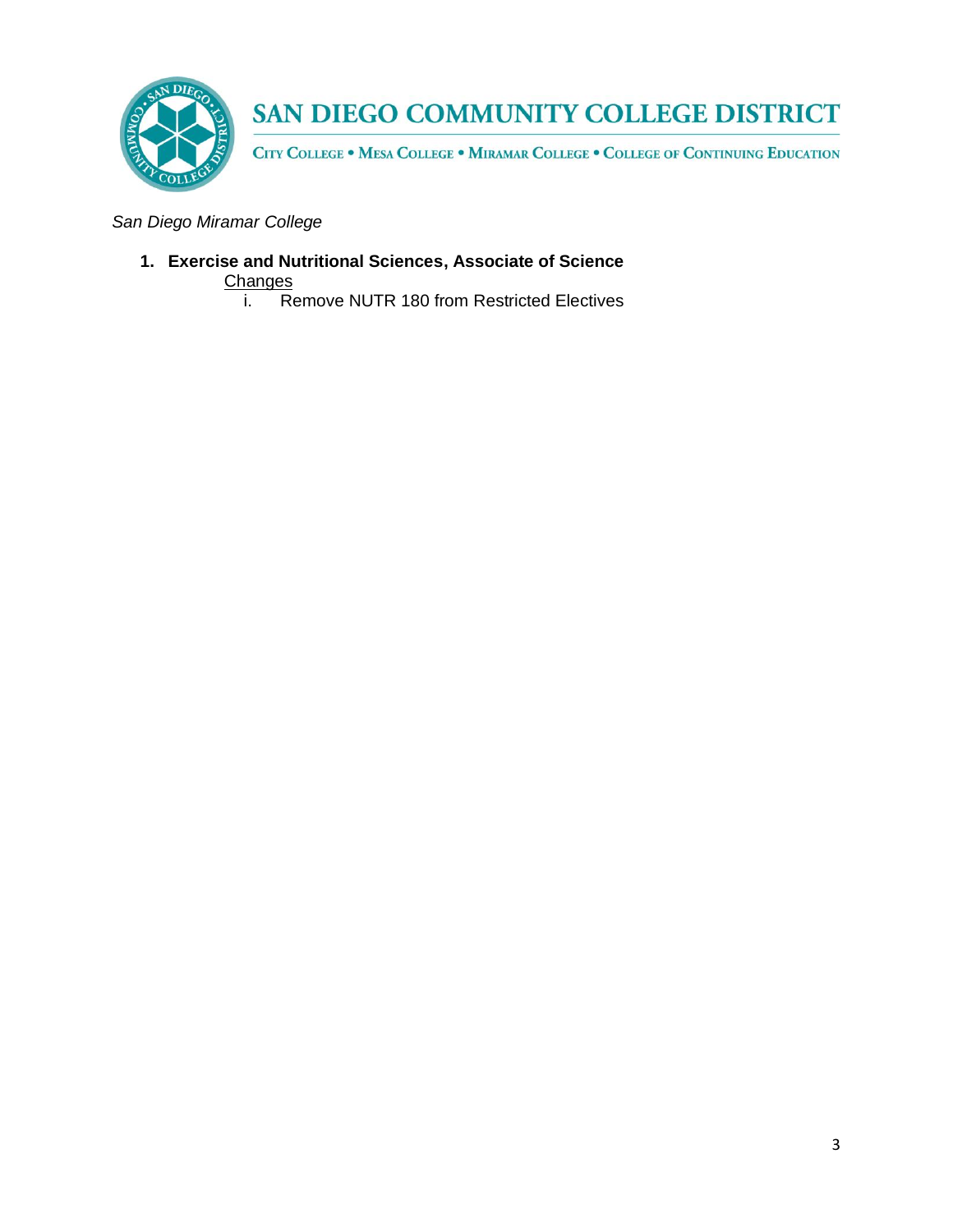*San Diego Miramar College*

1. **Exercise and Nutritional Sciences, Associate of Science**

   <u>Changes</u>

   i. Remove NUTR 180 from Restricted Electives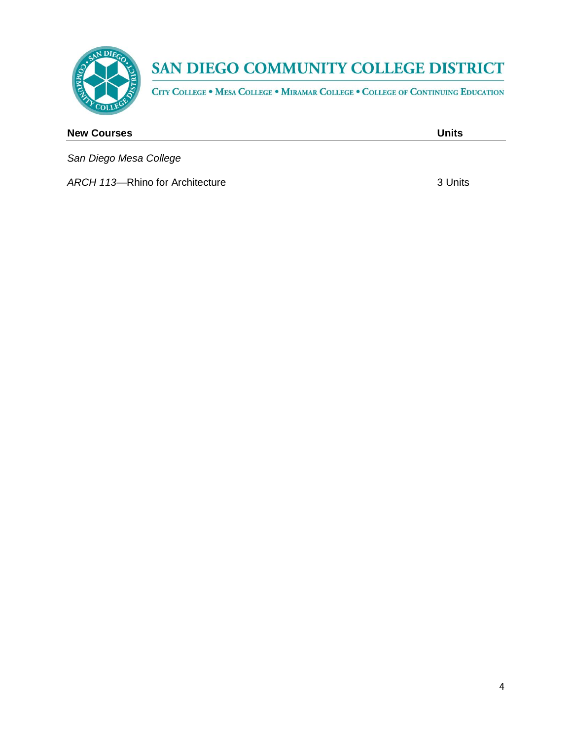# SAN DIEGO COMMUNITY COLLEGE DISTRICT

CITY COLLEGE • MESA COLLEGE • MIRAMAR COLLEGE • COLLEGE OF CONTINUING EDUCATION

| **New Courses** | **Units** |
|---|---|
| *San Diego Mesa College* | |
| *ARCH 113*—Rhino for Architecture | 3 Units |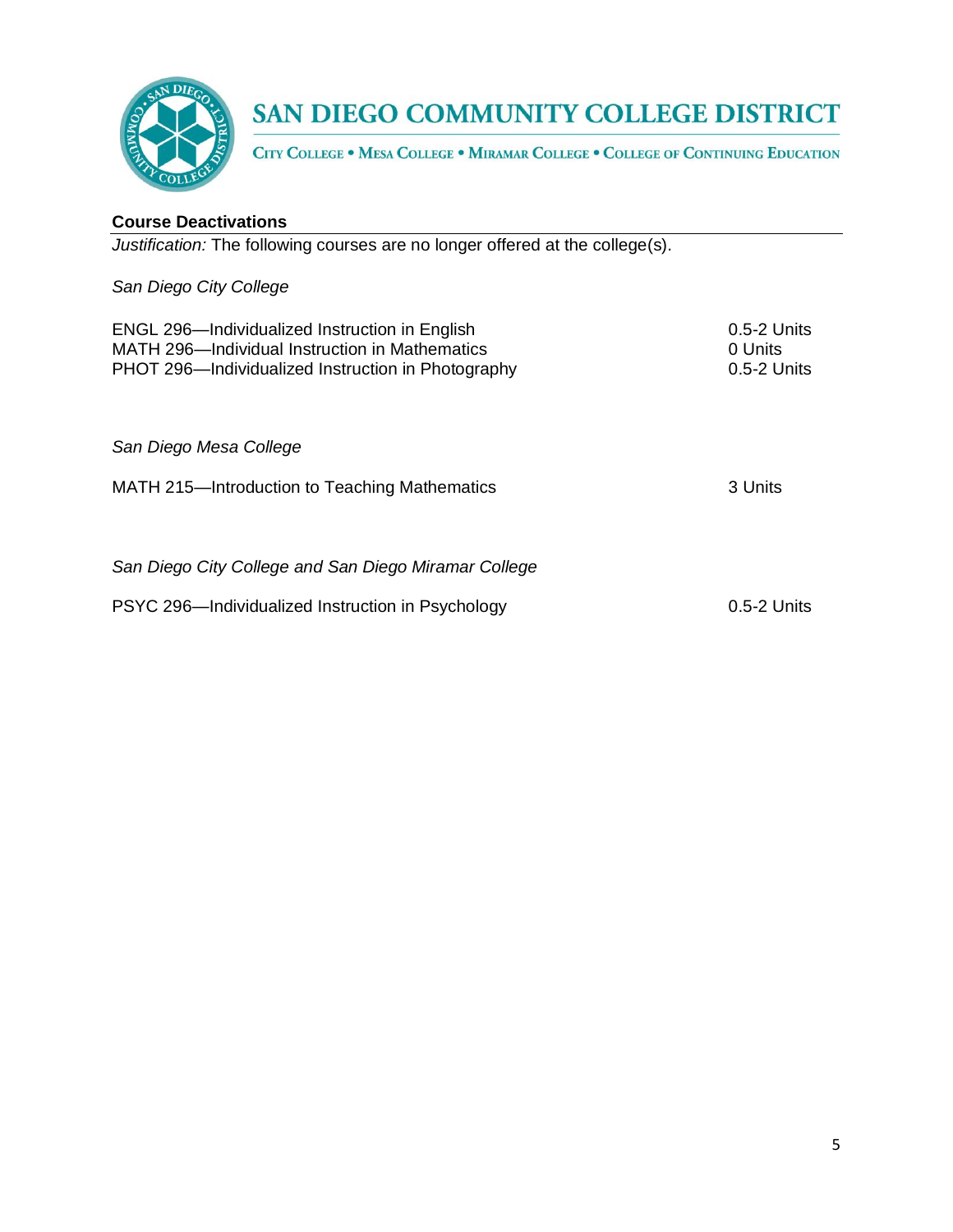### Course Deactivations

*Justification:* The following courses are no longer offered at the college(s).

*San Diego City College*

| | |
|---|---|
| ENGL 296—Individualized Instruction in English | 0.5-2 Units |
| MATH 296—Individual Instruction in Mathematics | 0 Units |
| PHOT 296—Individualized Instruction in Photography | 0.5-2 Units |

*San Diego Mesa College*

| | |
|---|---|
| MATH 215—Introduction to Teaching Mathematics | 3 Units |

*San Diego City College and San Diego Miramar College*

| | |
|---|---|
| PSYC 296—Individualized Instruction in Psychology | 0.5-2 Units |